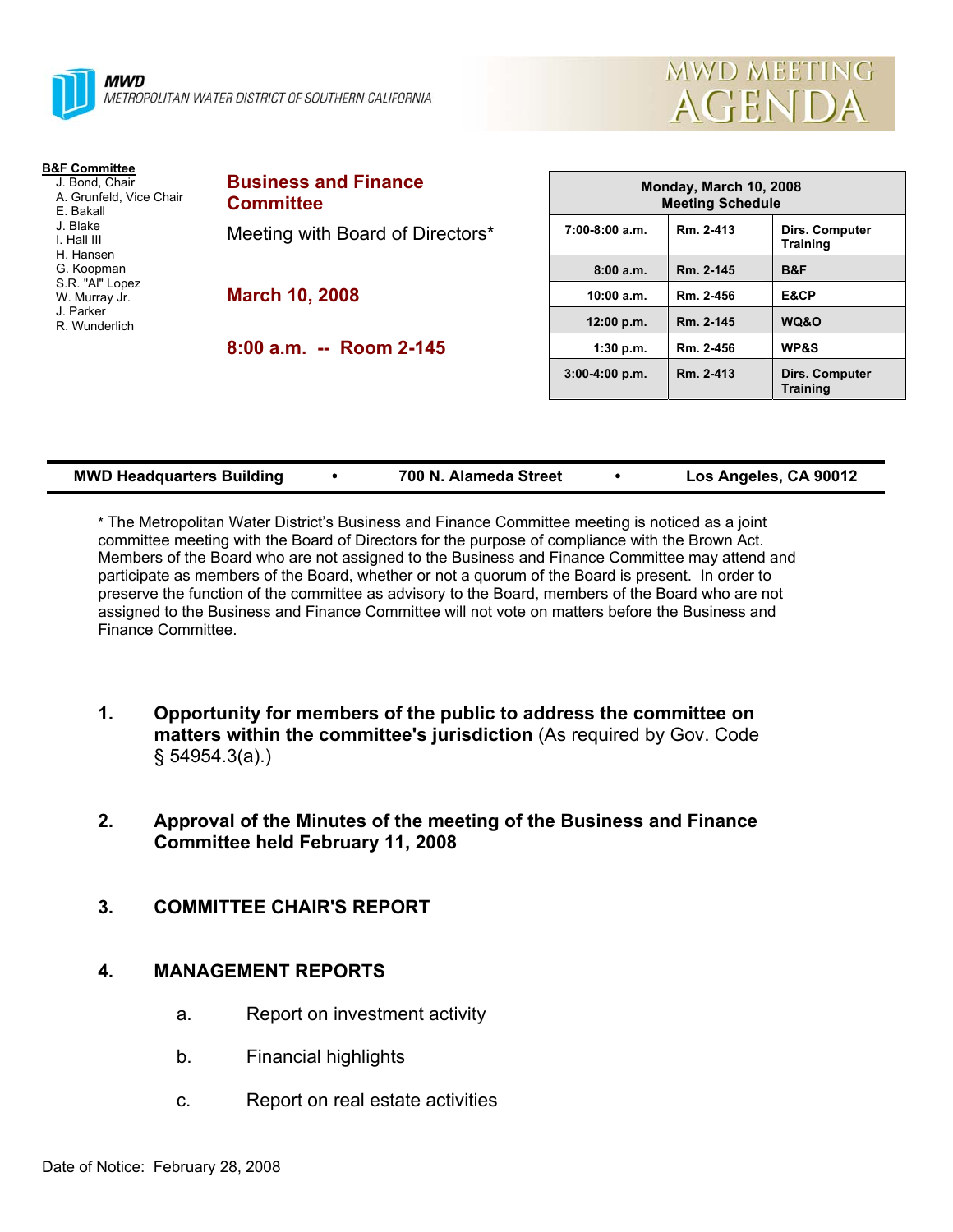**MWD**
METROPOLITAN WATER DISTRICT OF SOUTHERN CALIFORNIA

# MWD MEETING AGENDA

**B&F Committee**
- J. Bond, Chair
- A. Grunfeld, Vice Chair
- E. Bakall
- J. Blake
- I. Hall III
- H. Hansen
- G. Koopman
- S.R. "Al" Lopez
- W. Murray Jr.
- J. Parker
- R. Wunderlich

## Business and Finance Committee

Meeting with Board of Directors*

**March 10, 2008**

**8:00 a.m. -- Room 2-145**

| Monday, March 10, 2008 Meeting Schedule | | |
|---|---|---|
| 7:00-8:00 a.m. | Rm. 2-413 | Dirs. Computer Training |
| 8:00 a.m. | Rm. 2-145 | B&F |
| 10:00 a.m. | Rm. 2-456 | E&CP |
| 12:00 p.m. | Rm. 2-145 | WQ&O |
| 1:30 p.m. | Rm. 2-456 | WP&S |
| 3:00-4:00 p.m. | Rm. 2-413 | Dirs. Computer Training |

**MWD Headquarters Building • 700 N. Alameda Street • Los Angeles, CA 90012**

* The Metropolitan Water District's Business and Finance Committee meeting is noticed as a joint committee meeting with the Board of Directors for the purpose of compliance with the Brown Act. Members of the Board who are not assigned to the Business and Finance Committee may attend and participate as members of the Board, whether or not a quorum of the Board is present. In order to preserve the function of the committee as advisory to the Board, members of the Board who are not assigned to the Business and Finance Committee will not vote on matters before the Business and Finance Committee.

1. **Opportunity for members of the public to address the committee on matters within the committee's jurisdiction** (As required by Gov. Code § 54954.3(a).)

2. **Approval of the Minutes of the meeting of the Business and Finance Committee held February 11, 2008**

3. **COMMITTEE CHAIR'S REPORT**

4. **MANAGEMENT REPORTS**

   a. Report on investment activity

   b. Financial highlights

   c. Report on real estate activities

Date of Notice: February 28, 2008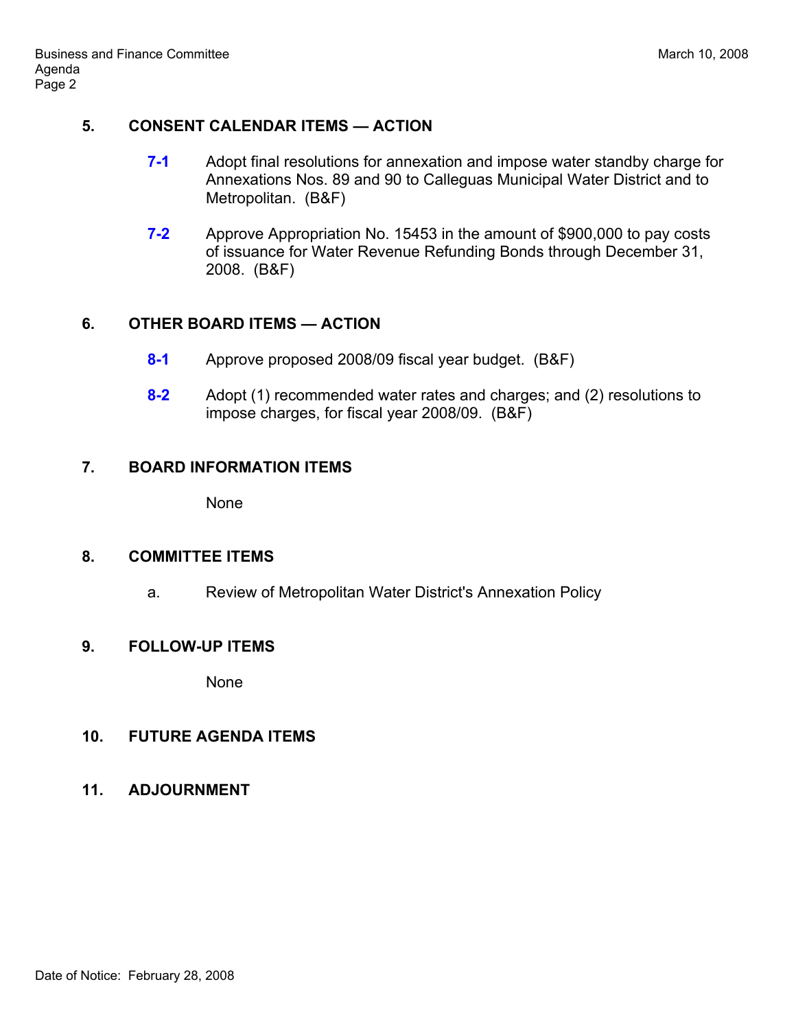## 5. CONSENT CALENDAR ITEMS — ACTION

**7-1** Adopt final resolutions for annexation and impose water standby charge for Annexations Nos. 89 and 90 to Calleguas Municipal Water District and to Metropolitan. (B&F)

**7-2** Approve Appropriation No. 15453 in the amount of $900,000 to pay costs of issuance for Water Revenue Refunding Bonds through December 31, 2008. (B&F)

## 6. OTHER BOARD ITEMS — ACTION

**8-1** Approve proposed 2008/09 fiscal year budget. (B&F)

**8-2** Adopt (1) recommended water rates and charges; and (2) resolutions to impose charges, for fiscal year 2008/09. (B&F)

## 7. BOARD INFORMATION ITEMS

None

## 8. COMMITTEE ITEMS

a. Review of Metropolitan Water District's Annexation Policy

## 9. FOLLOW-UP ITEMS

None

## 10. FUTURE AGENDA ITEMS

## 11. ADJOURNMENT

Date of Notice: February 28, 2008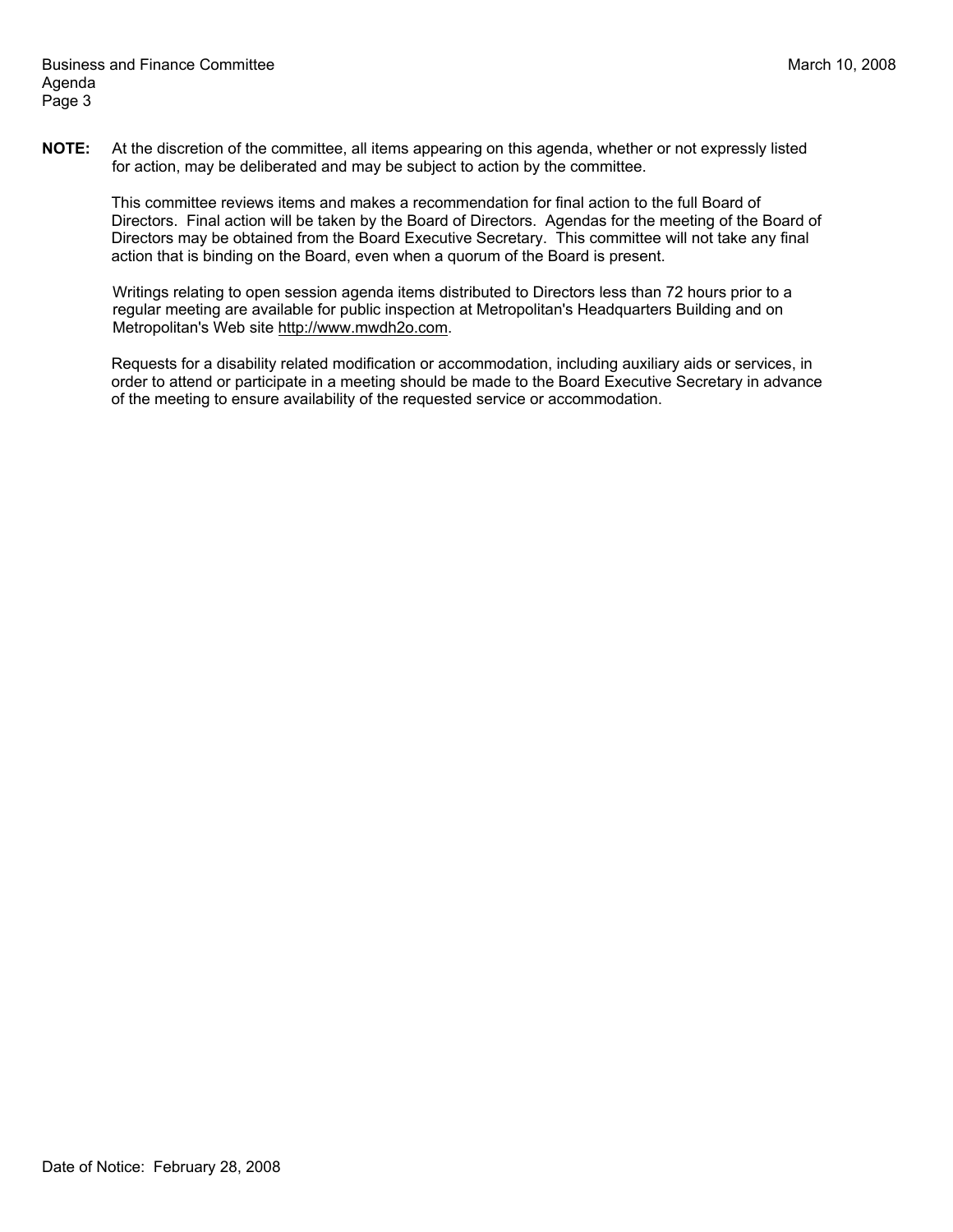**NOTE:** At the discretion of the committee, all items appearing on this agenda, whether or not expressly listed for action, may be deliberated and may be subject to action by the committee.

This committee reviews items and makes a recommendation for final action to the full Board of Directors. Final action will be taken by the Board of Directors. Agendas for the meeting of the Board of Directors may be obtained from the Board Executive Secretary. This committee will not take any final action that is binding on the Board, even when a quorum of the Board is present.

Writings relating to open session agenda items distributed to Directors less than 72 hours prior to a regular meeting are available for public inspection at Metropolitan's Headquarters Building and on Metropolitan's Web site http://www.mwdh2o.com.

Requests for a disability related modification or accommodation, including auxiliary aids or services, in order to attend or participate in a meeting should be made to the Board Executive Secretary in advance of the meeting to ensure availability of the requested service or accommodation.

Date of Notice: February 28, 2008